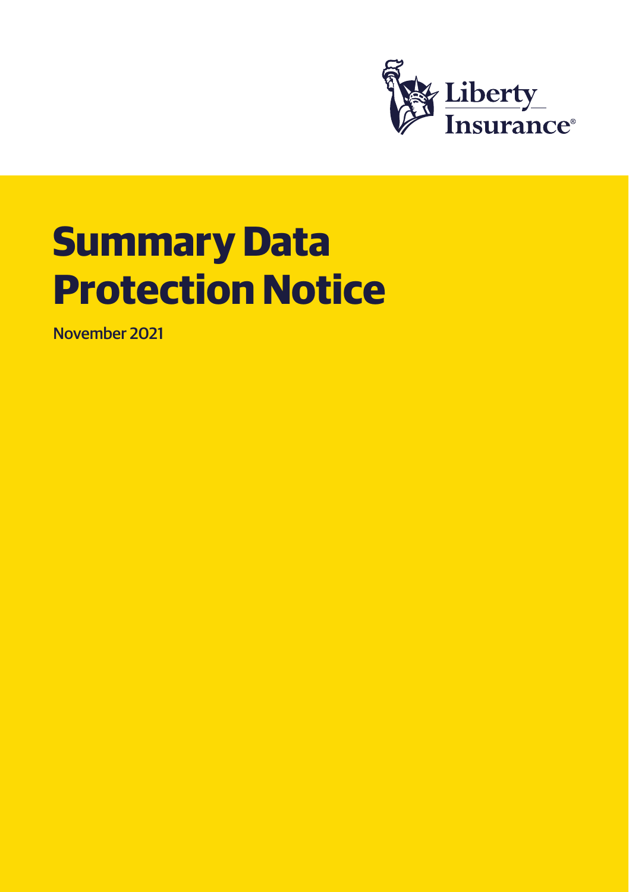Liberty Insurance®

# Summary Data Protection Notice

November 2021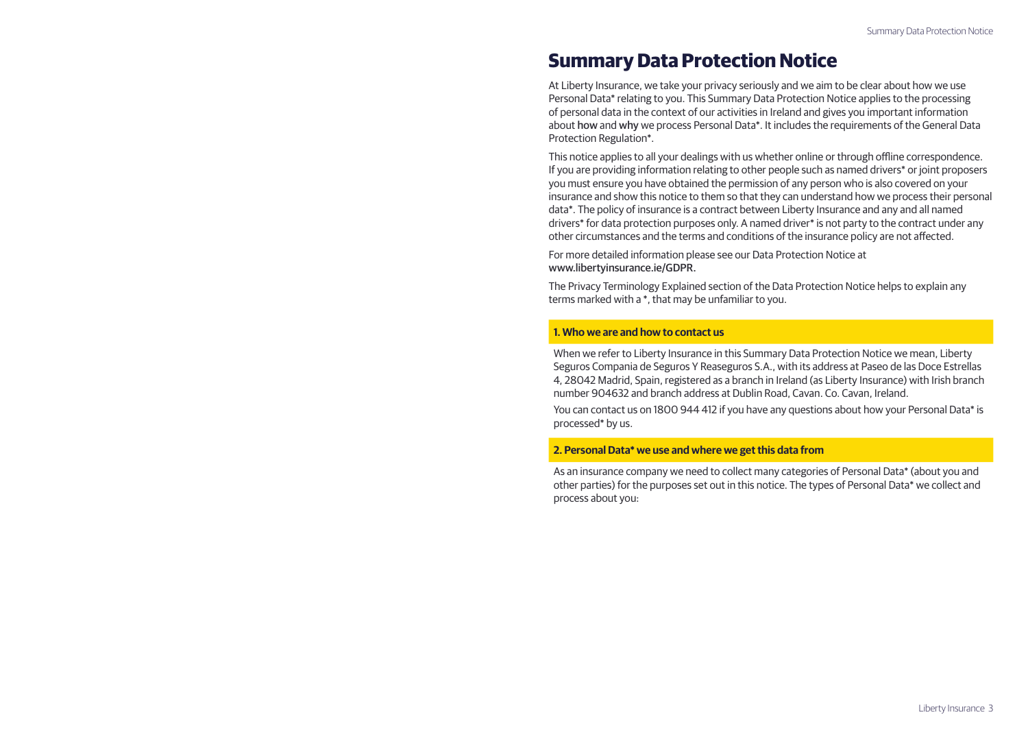# Summary Data Protection Notice

At Liberty Insurance, we take your privacy seriously and we aim to be clear about how we use Personal Data* relating to you. This Summary Data Protection Notice applies to the processing of personal data in the context of our activities in Ireland and gives you important information about how and why we process Personal Data*. It includes the requirements of the General Data Protection Regulation*.

This notice applies to all your dealings with us whether online or through offline correspondence. If you are providing information relating to other people such as named drivers* or joint proposers you must ensure you have obtained the permission of any person who is also covered on your insurance and show this notice to them so that they can understand how we process their personal data*. The policy of insurance is a contract between Liberty Insurance and any and all named drivers* for data protection purposes only. A named driver* is not party to the contract under any other circumstances and the terms and conditions of the insurance policy are not affected.

For more detailed information please see our Data Protection Notice at www.libertyinsurance.ie/GDPR.

The Privacy Terminology Explained section of the Data Protection Notice helps to explain any terms marked with a *, that may be unfamiliar to you.

## 1. Who we are and how to contact us

When we refer to Liberty Insurance in this Summary Data Protection Notice we mean, Liberty Seguros Compania de Seguros Y Reaseguros S.A., with its address at Paseo de las Doce Estrellas 4, 28042 Madrid, Spain, registered as a branch in Ireland (as Liberty Insurance) with Irish branch number 904632 and branch address at Dublin Road, Cavan. Co. Cavan, Ireland.

You can contact us on 1800 944 412 if you have any questions about how your Personal Data* is processed* by us.

## 2. Personal Data* we use and where we get this data from

As an insurance company we need to collect many categories of Personal Data* (about you and other parties) for the purposes set out in this notice. The types of Personal Data* we collect and process about you: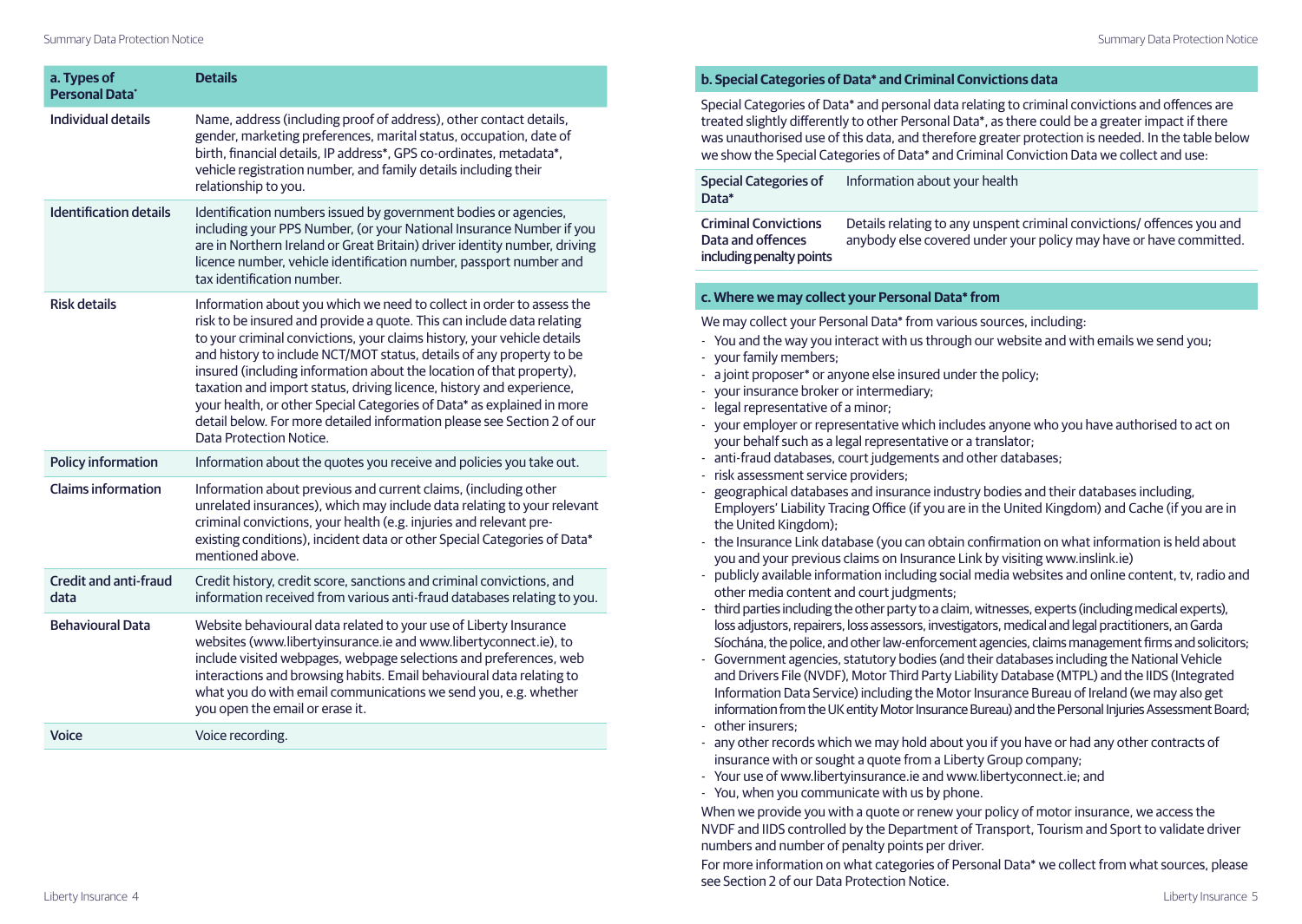| a. Types of Personal Data* | Details |
|---|---|
| Individual details | Name, address (including proof of address), other contact details, gender, marketing preferences, marital status, occupation, date of birth, financial details, IP address*, GPS co-ordinates, metadata*, vehicle registration number, and family details including their relationship to you. |
| Identification details | Identification numbers issued by government bodies or agencies, including your PPS Number, (or your National Insurance Number if you are in Northern Ireland or Great Britain) driver identity number, driving licence number, vehicle identification number, passport number and tax identification number. |
| Risk details | Information about you which we need to collect in order to assess the risk to be insured and provide a quote. This can include data relating to your criminal convictions, your claims history, your vehicle details and history to include NCT/MOT status, details of any property to be insured (including information about the location of that property), taxation and import status, driving licence, history and experience, your health, or other Special Categories of Data* as explained in more detail below. For more detailed information please see Section 2 of our Data Protection Notice. |
| Policy information | Information about the quotes you receive and policies you take out. |
| Claims information | Information about previous and current claims, (including other unrelated insurances), which may include data relating to your relevant criminal convictions, your health (e.g. injuries and relevant pre-existing conditions), incident data or other Special Categories of Data* mentioned above. |
| Credit and anti-fraud data | Credit history, credit score, sanctions and criminal convictions, and information received from various anti-fraud databases relating to you. |
| Behavioural Data | Website behavioural data related to your use of Liberty Insurance websites (www.libertyinsurance.ie and www.libertyconnect.ie), to include visited webpages, webpage selections and preferences, web interactions and browsing habits. Email behavioural data relating to what you do with email communications we send you, e.g. whether you open the email or erase it. |
| Voice | Voice recording. |

## b. Special Categories of Data* and Criminal Convictions data

Special Categories of Data* and personal data relating to criminal convictions and offences are treated slightly differently to other Personal Data*, as there could be a greater impact if there was unauthorised use of this data, and therefore greater protection is needed. In the table below we show the Special Categories of Data* and Criminal Conviction Data we collect and use:

| | |
|---|---|
| Special Categories of Data* | Information about your health |
| Criminal Convictions Data and offences including penalty points | Details relating to any unspent criminal convictions/ offences you and anybody else covered under your policy may have or have committed. |

## c. Where we may collect your Personal Data* from

We may collect your Personal Data* from various sources, including:

- You and the way you interact with us through our website and with emails we send you;
- your family members;
- a joint proposer* or anyone else insured under the policy;
- your insurance broker or intermediary;
- legal representative of a minor;
- your employer or representative which includes anyone who you have authorised to act on your behalf such as a legal representative or a translator;
- anti-fraud databases, court judgements and other databases;
- risk assessment service providers;
- geographical databases and insurance industry bodies and their databases including, Employers' Liability Tracing Office (if you are in the United Kingdom) and Cache (if you are in the United Kingdom);
- the Insurance Link database (you can obtain confirmation on what information is held about you and your previous claims on Insurance Link by visiting www.inslink.ie)
- publicly available information including social media websites and online content, tv, radio and other media content and court judgments;
- third parties including the other party to a claim, witnesses, experts (including medical experts), loss adjustors, repairers, loss assessors, investigators, medical and legal practitioners, an Garda Síochána, the police, and other law-enforcement agencies, claims management firms and solicitors;
- Government agencies, statutory bodies (and their databases including the National Vehicle and Drivers File (NVDF), Motor Third Party Liability Database (MTPL) and the IIDS (Integrated Information Data Service) including the Motor Insurance Bureau of Ireland (we may also get information from the UK entity Motor Insurance Bureau) and the Personal Injuries Assessment Board;
- other insurers;
- any other records which we may hold about you if you have or had any other contracts of insurance with or sought a quote from a Liberty Group company;
- Your use of www.libertyinsurance.ie and www.libertyconnect.ie; and
- You, when you communicate with us by phone.

When we provide you with a quote or renew your policy of motor insurance, we access the NVDF and IIDS controlled by the Department of Transport, Tourism and Sport to validate driver numbers and number of penalty points per driver.

For more information on what categories of Personal Data* we collect from what sources, please see Section 2 of our Data Protection Notice.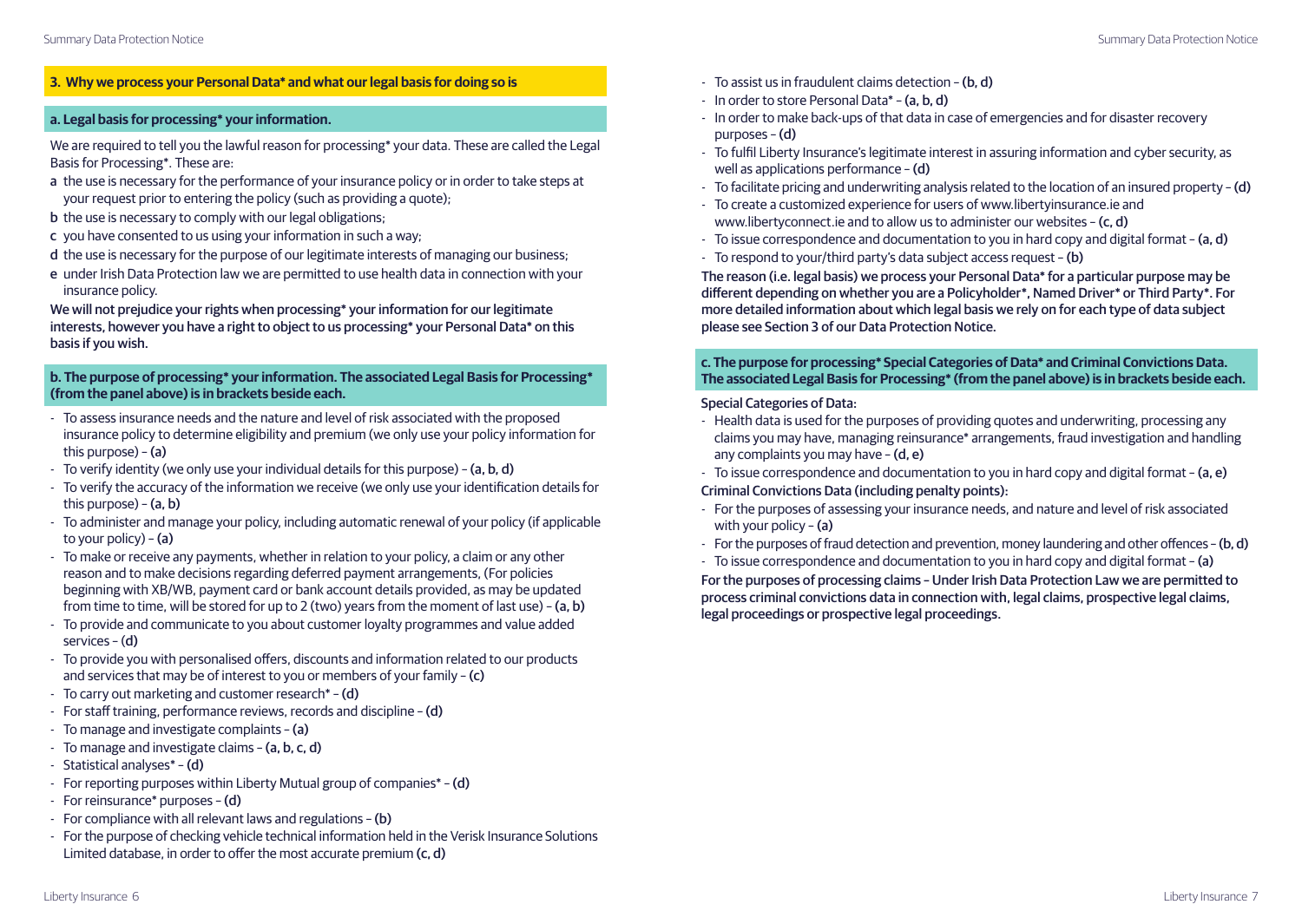## 3. Why we process your Personal Data* and what our legal basis for doing so is

### a. Legal basis for processing* your information.

We are required to tell you the lawful reason for processing* your data. These are called the Legal Basis for Processing*. These are:

- **a** the use is necessary for the performance of your insurance policy or in order to take steps at your request prior to entering the policy (such as providing a quote);
- **b** the use is necessary to comply with our legal obligations;
- **c** you have consented to us using your information in such a way;
- **d** the use is necessary for the purpose of our legitimate interests of managing our business;
- **e** under Irish Data Protection law we are permitted to use health data in connection with your insurance policy.

**We will not prejudice your rights when processing* your information for our legitimate interests, however you have a right to object to us processing* your Personal Data* on this basis if you wish.**

### b. The purpose of processing* your information. The associated Legal Basis for Processing* (from the panel above) is in brackets beside each.

- To assess insurance needs and the nature and level of risk associated with the proposed insurance policy to determine eligibility and premium (we only use your policy information for this purpose) – **(a)**
- To verify identity (we only use your individual details for this purpose) – **(a, b, d)**
- To verify the accuracy of the information we receive (we only use your identification details for this purpose) – **(a, b)**
- To administer and manage your policy, including automatic renewal of your policy (if applicable to your policy) – **(a)**
- To make or receive any payments, whether in relation to your policy, a claim or any other reason and to make decisions regarding deferred payment arrangements, (For policies beginning with XB/WB, payment card or bank account details provided, as may be updated from time to time, will be stored for up to 2 (two) years from the moment of last use) – **(a, b)**
- To provide and communicate to you about customer loyalty programmes and value added services – **(d)**
- To provide you with personalised offers, discounts and information related to our products and services that may be of interest to you or members of your family – **(c)**
- To carry out marketing and customer research* – **(d)**
- For staff training, performance reviews, records and discipline – **(d)**
- To manage and investigate complaints – **(a)**
- To manage and investigate claims – **(a, b, c, d)**
- Statistical analyses* – **(d)**
- For reporting purposes within Liberty Mutual group of companies* – **(d)**
- For reinsurance* purposes – **(d)**
- For compliance with all relevant laws and regulations – **(b)**
- For the purpose of checking vehicle technical information held in the Verisk Insurance Solutions Limited database, in order to offer the most accurate premium **(c, d)**
- To assist us in fraudulent claims detection – **(b, d)**
- In order to store Personal Data* – **(a, b, d)**
- In order to make back-ups of that data in case of emergencies and for disaster recovery purposes – **(d)**
- To fulfil Liberty Insurance's legitimate interest in assuring information and cyber security, as well as applications performance – **(d)**
- To facilitate pricing and underwriting analysis related to the location of an insured property – **(d)**
- To create a customized experience for users of www.libertyinsurance.ie and www.libertyconnect.ie and to allow us to administer our websites – **(c, d)**
- To issue correspondence and documentation to you in hard copy and digital format – **(a, d)**
- To respond to your/third party's data subject access request – **(b)**

**The reason (i.e. legal basis) we process your Personal Data* for a particular purpose may be different depending on whether you are a Policyholder*, Named Driver* or Third Party*. For more detailed information about which legal basis we rely on for each type of data subject please see Section 3 of our Data Protection Notice.**

### c. The purpose for processing* Special Categories of Data* and Criminal Convictions Data. The associated Legal Basis for Processing* (from the panel above) is in brackets beside each.

**Special Categories of Data:**

- Health data is used for the purposes of providing quotes and underwriting, processing any claims you may have, managing reinsurance* arrangements, fraud investigation and handling any complaints you may have – **(d, e)**
- To issue correspondence and documentation to you in hard copy and digital format – **(a, e)**

**Criminal Convictions Data (including penalty points):**

- For the purposes of assessing your insurance needs, and nature and level of risk associated with your policy – **(a)**
- For the purposes of fraud detection and prevention, money laundering and other offences – **(b, d)**
- To issue correspondence and documentation to you in hard copy and digital format – **(a)**

**For the purposes of processing claims – Under Irish Data Protection Law we are permitted to process criminal convictions data in connection with, legal claims, prospective legal claims, legal proceedings or prospective legal proceedings.**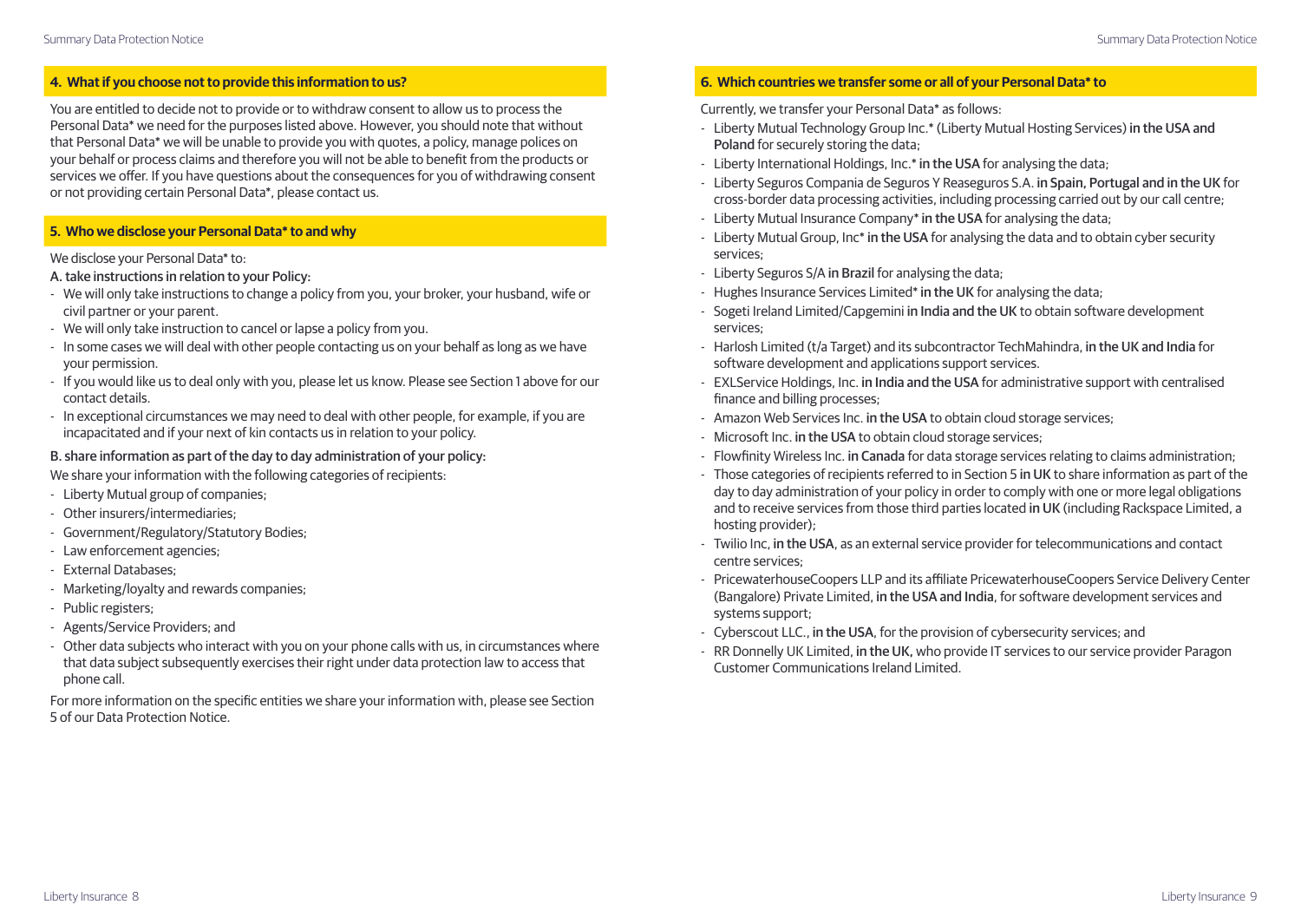## 4. What if you choose not to provide this information to us?

You are entitled to decide not to provide or to withdraw consent to allow us to process the Personal Data* we need for the purposes listed above. However, you should note that without that Personal Data* we will be unable to provide you with quotes, a policy, manage polices on your behalf or process claims and therefore you will not be able to benefit from the products or services we offer. If you have questions about the consequences for you of withdrawing consent or not providing certain Personal Data*, please contact us.

## 5. Who we disclose your Personal Data* to and why

We disclose your Personal Data* to:

A. take instructions in relation to your Policy:

- We will only take instructions to change a policy from you, your broker, your husband, wife or civil partner or your parent.
- We will only take instruction to cancel or lapse a policy from you.
- In some cases we will deal with other people contacting us on your behalf as long as we have your permission.
- If you would like us to deal only with you, please let us know. Please see Section 1 above for our contact details.
- In exceptional circumstances we may need to deal with other people, for example, if you are incapacitated and if your next of kin contacts us in relation to your policy.

B. share information as part of the day to day administration of your policy:

We share your information with the following categories of recipients:

- Liberty Mutual group of companies;
- Other insurers/intermediaries;
- Government/Regulatory/Statutory Bodies;
- Law enforcement agencies;
- External Databases;
- Marketing/loyalty and rewards companies;
- Public registers;
- Agents/Service Providers; and
- Other data subjects who interact with you on your phone calls with us, in circumstances where that data subject subsequently exercises their right under data protection law to access that phone call.

For more information on the specific entities we share your information with, please see Section 5 of our Data Protection Notice.

## 6. Which countries we transfer some or all of your Personal Data* to

Currently, we transfer your Personal Data* as follows:

- Liberty Mutual Technology Group Inc.* (Liberty Mutual Hosting Services) **in the USA and Poland** for securely storing the data;
- Liberty International Holdings, Inc.* **in the USA** for analysing the data;
- Liberty Seguros Compania de Seguros Y Reaseguros S.A. **in Spain, Portugal and in the UK** for cross-border data processing activities, including processing carried out by our call centre;
- Liberty Mutual Insurance Company* **in the USA** for analysing the data;
- Liberty Mutual Group, Inc* **in the USA** for analysing the data and to obtain cyber security services;
- Liberty Seguros S/A **in Brazil** for analysing the data;
- Hughes Insurance Services Limited* **in the UK** for analysing the data;
- Sogeti Ireland Limited/Capgemini **in India and the UK** to obtain software development services;
- Harlosh Limited (t/a Target) and its subcontractor TechMahindra, **in the UK and India** for software development and applications support services.
- EXLService Holdings, Inc. **in India and the USA** for administrative support with centralised finance and billing processes;
- Amazon Web Services Inc. **in the USA** to obtain cloud storage services;
- Microsoft Inc. **in the USA** to obtain cloud storage services;
- Flowfinity Wireless Inc. **in Canada** for data storage services relating to claims administration;
- Those categories of recipients referred to in Section 5 **in UK** to share information as part of the day to day administration of your policy in order to comply with one or more legal obligations and to receive services from those third parties located **in UK** (including Rackspace Limited, a hosting provider);
- Twilio Inc, **in the USA**, as an external service provider for telecommunications and contact centre services;
- PricewaterhouseCoopers LLP and its affiliate PricewaterhouseCoopers Service Delivery Center (Bangalore) Private Limited, **in the USA and India**, for software development services and systems support;
- Cyberscout LLC., **in the USA**, for the provision of cybersecurity services; and
- RR Donnelly UK Limited, **in the UK,** who provide IT services to our service provider Paragon Customer Communications Ireland Limited.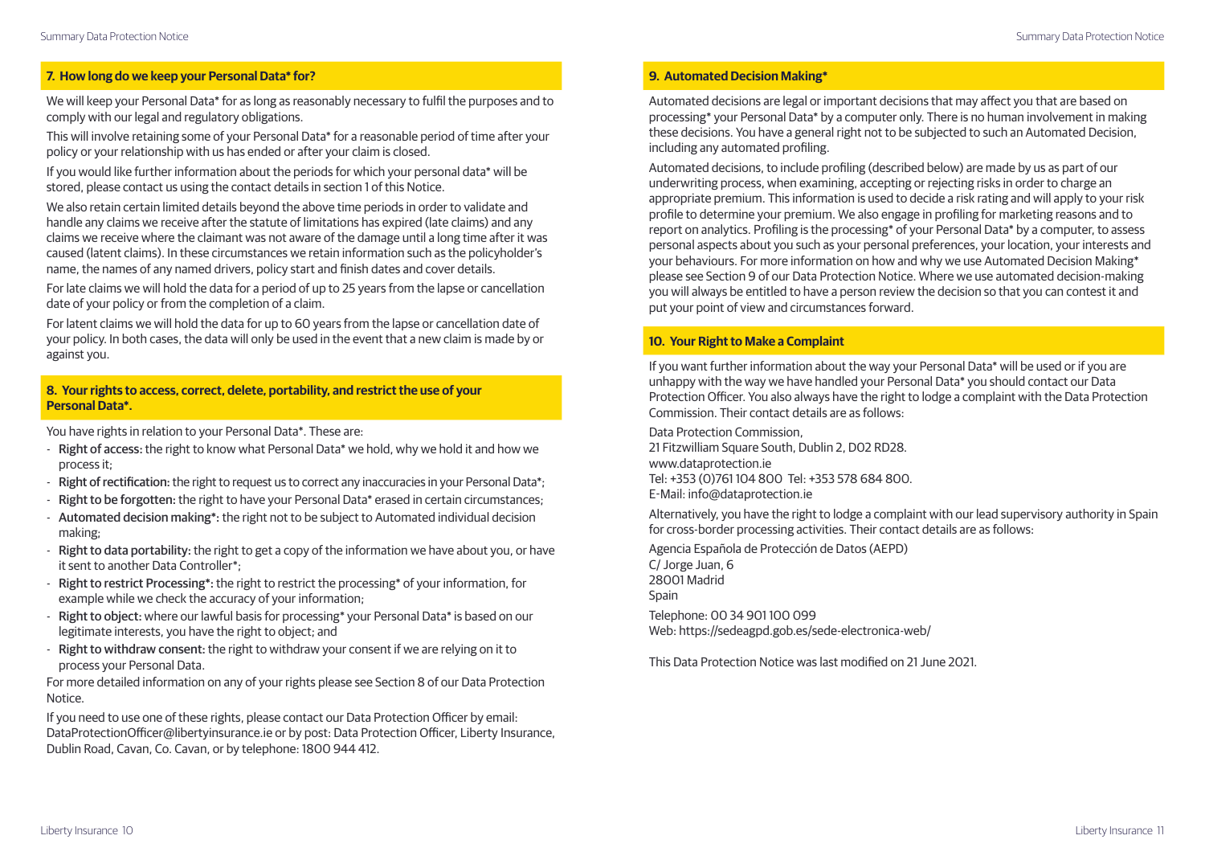## 7. How long do we keep your Personal Data* for?

We will keep your Personal Data* for as long as reasonably necessary to fulfil the purposes and to comply with our legal and regulatory obligations.

This will involve retaining some of your Personal Data* for a reasonable period of time after your policy or your relationship with us has ended or after your claim is closed.

If you would like further information about the periods for which your personal data* will be stored, please contact us using the contact details in section 1 of this Notice.

We also retain certain limited details beyond the above time periods in order to validate and handle any claims we receive after the statute of limitations has expired (late claims) and any claims we receive where the claimant was not aware of the damage until a long time after it was caused (latent claims). In these circumstances we retain information such as the policyholder's name, the names of any named drivers, policy start and finish dates and cover details.

For late claims we will hold the data for a period of up to 25 years from the lapse or cancellation date of your policy or from the completion of a claim.

For latent claims we will hold the data for up to 60 years from the lapse or cancellation date of your policy. In both cases, the data will only be used in the event that a new claim is made by or against you.

## 8. Your rights to access, correct, delete, portability, and restrict the use of your Personal Data*.

You have rights in relation to your Personal Data*. These are:

- **Right of access:** the right to know what Personal Data* we hold, why we hold it and how we process it;
- **Right of rectification:** the right to request us to correct any inaccuracies in your Personal Data*;
- **Right to be forgotten:** the right to have your Personal Data* erased in certain circumstances;
- **Automated decision making*:** the right not to be subject to Automated individual decision making;
- **Right to data portability:** the right to get a copy of the information we have about you, or have it sent to another Data Controller*;
- **Right to restrict Processing*:** the right to restrict the processing* of your information, for example while we check the accuracy of your information;
- **Right to object:** where our lawful basis for processing* your Personal Data* is based on our legitimate interests, you have the right to object; and
- **Right to withdraw consent:** the right to withdraw your consent if we are relying on it to process your Personal Data.

For more detailed information on any of your rights please see Section 8 of our Data Protection Notice.

If you need to use one of these rights, please contact our Data Protection Officer by email: DataProtectionOfficer@libertyinsurance.ie or by post: Data Protection Officer, Liberty Insurance, Dublin Road, Cavan, Co. Cavan, or by telephone: 1800 944 412.

## 9. Automated Decision Making*

Automated decisions are legal or important decisions that may affect you that are based on processing* your Personal Data* by a computer only. There is no human involvement in making these decisions. You have a general right not to be subjected to such an Automated Decision, including any automated profiling.

Automated decisions, to include profiling (described below) are made by us as part of our underwriting process, when examining, accepting or rejecting risks in order to charge an appropriate premium. This information is used to decide a risk rating and will apply to your risk profile to determine your premium. We also engage in profiling for marketing reasons and to report on analytics. Profiling is the processing* of your Personal Data* by a computer, to assess personal aspects about you such as your personal preferences, your location, your interests and your behaviours. For more information on how and why we use Automated Decision Making* please see Section 9 of our Data Protection Notice. Where we use automated decision-making you will always be entitled to have a person review the decision so that you can contest it and put your point of view and circumstances forward.

## 10. Your Right to Make a Complaint

If you want further information about the way your Personal Data* will be used or if you are unhappy with the way we have handled your Personal Data* you should contact our Data Protection Officer. You also always have the right to lodge a complaint with the Data Protection Commission. Their contact details are as follows:

Data Protection Commission,
21 Fitzwilliam Square South, Dublin 2, D02 RD28.
www.dataprotection.ie
Tel: +353 (0)761 104 800 Tel: +353 578 684 800.
E-Mail: info@dataprotection.ie

Alternatively, you have the right to lodge a complaint with our lead supervisory authority in Spain for cross-border processing activities. Their contact details are as follows:

Agencia Española de Protección de Datos (AEPD)
C/ Jorge Juan, 6
28001 Madrid
Spain

Telephone: 00 34 901 100 099
Web: https://sedeagpd.gob.es/sede-electronica-web/

This Data Protection Notice was last modified on 21 June 2021.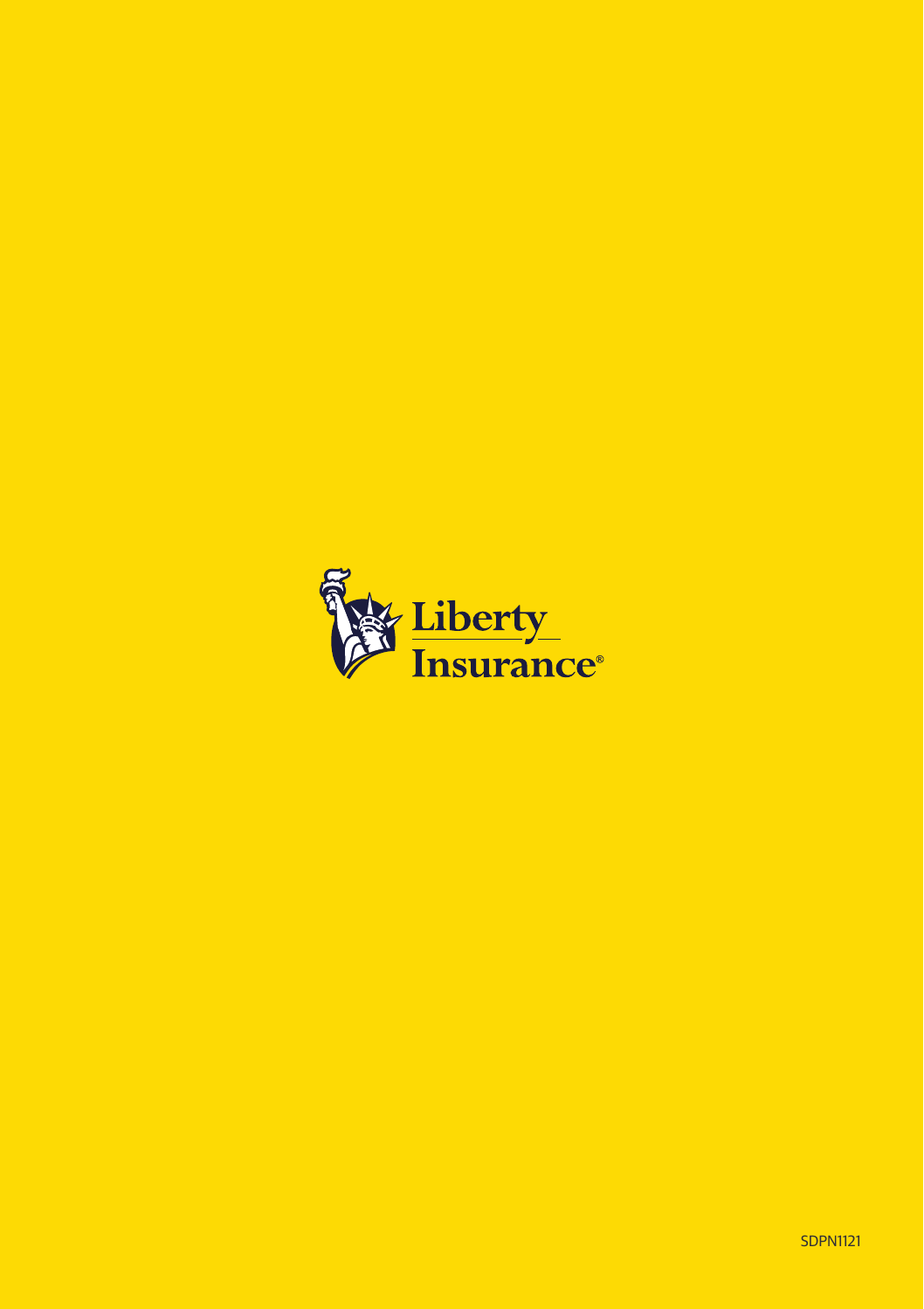Liberty Insurance®

SDPN1121